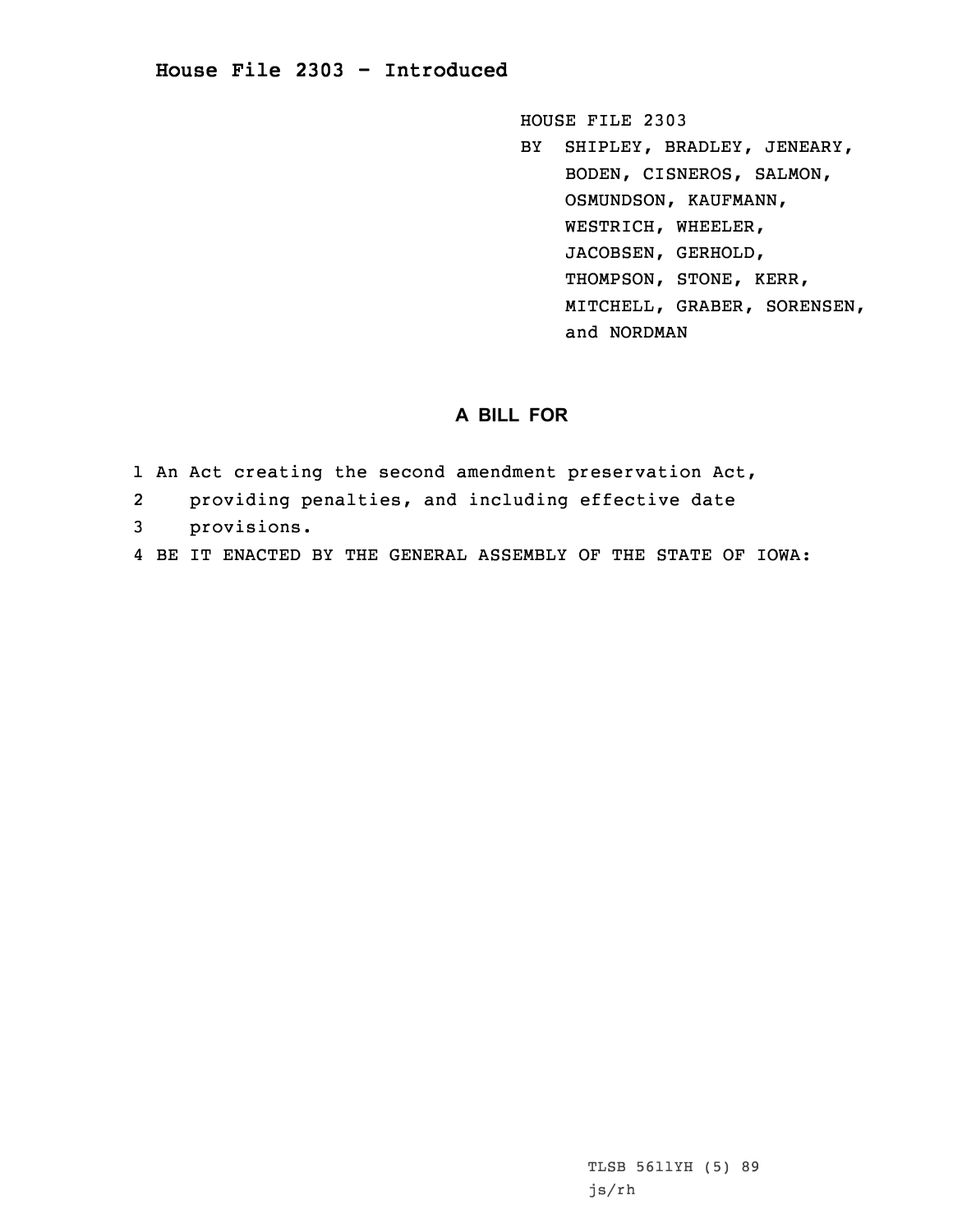# House File 2303 - Introduced

HOUSE FILE 2303
BY SHIPLEY, BRADLEY, JENEARY, BODEN, CISNEROS, SALMON, OSMUNDSON, KAUFMANN, WESTRICH, WHEELER, JACOBSEN, GERHOLD, THOMPSON, STONE, KERR, MITCHELL, GRABER, SORENSEN, and NORDMAN

## A BILL FOR

1 An Act creating the second amendment preservation Act,
2 providing penalties, and including effective date
3 provisions.
4 BE IT ENACTED BY THE GENERAL ASSEMBLY OF THE STATE OF IOWA:

TLSB 5611YH (5) 89
js/rh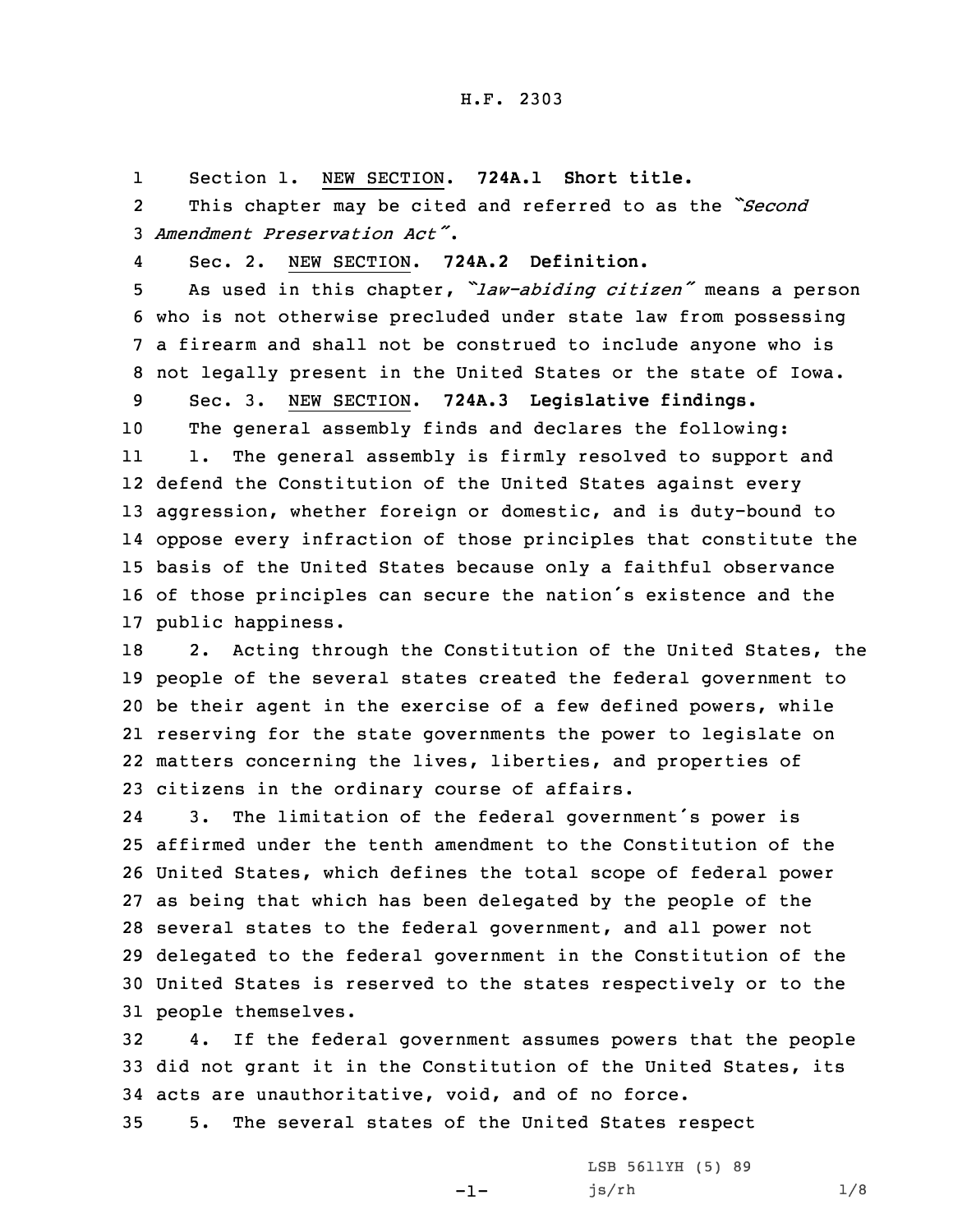Section 1. NEW SECTION. **724A.1 Short title.**

This chapter may be cited and referred to as the *"Second Amendment Preservation Act"*.

Sec. 2. NEW SECTION. **724A.2 Definition.**

As used in this chapter, *"law-abiding citizen"* means a person who is not otherwise precluded under state law from possessing a firearm and shall not be construed to include anyone who is not legally present in the United States or the state of Iowa.

Sec. 3. NEW SECTION. **724A.3 Legislative findings.**

The general assembly finds and declares the following:

1. The general assembly is firmly resolved to support and defend the Constitution of the United States against every aggression, whether foreign or domestic, and is duty-bound to oppose every infraction of those principles that constitute the basis of the United States because only a faithful observance of those principles can secure the nation's existence and the public happiness.

2. Acting through the Constitution of the United States, the people of the several states created the federal government to be their agent in the exercise of a few defined powers, while reserving for the state governments the power to legislate on matters concerning the lives, liberties, and properties of citizens in the ordinary course of affairs.

3. The limitation of the federal government's power is affirmed under the tenth amendment to the Constitution of the United States, which defines the total scope of federal power as being that which has been delegated by the people of the several states to the federal government, and all power not delegated to the federal government in the Constitution of the United States is reserved to the states respectively or to the people themselves.

4. If the federal government assumes powers that the people did not grant it in the Constitution of the United States, its acts are unauthoritative, void, and of no force.

5. The several states of the United States respect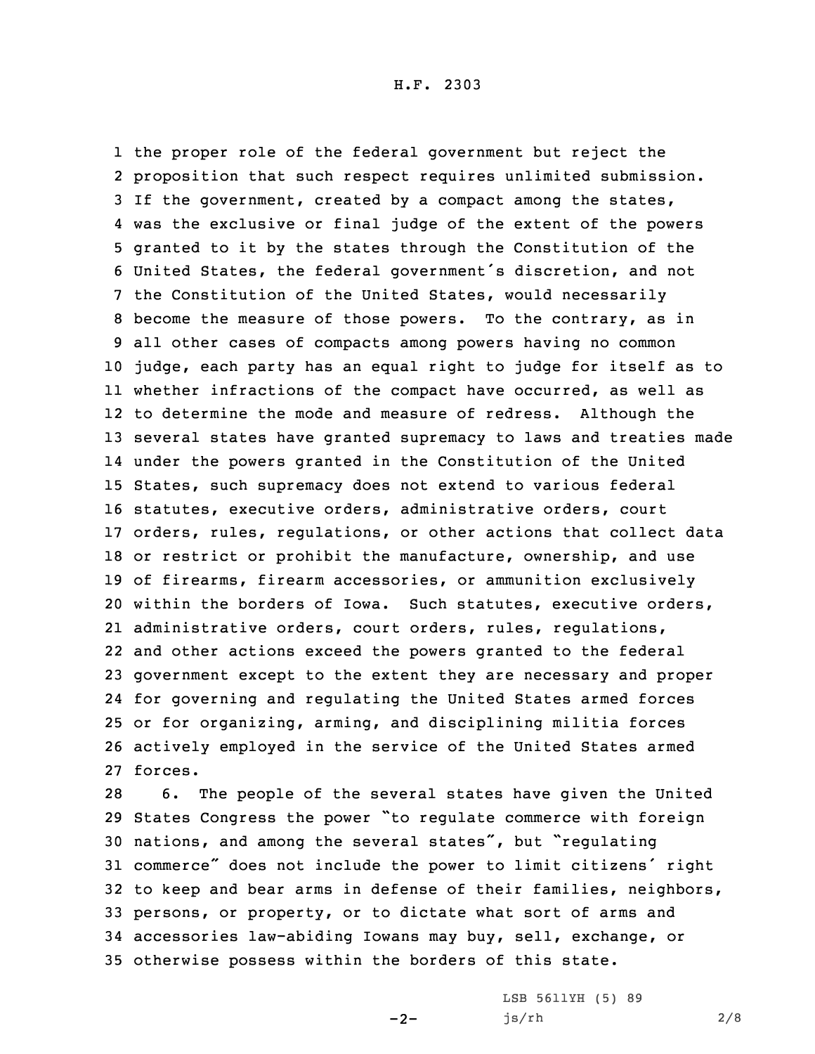the proper role of the federal government but reject the proposition that such respect requires unlimited submission. If the government, created by a compact among the states, was the exclusive or final judge of the extent of the powers granted to it by the states through the Constitution of the United States, the federal government's discretion, and not the Constitution of the United States, would necessarily become the measure of those powers. To the contrary, as in all other cases of compacts among powers having no common judge, each party has an equal right to judge for itself as to whether infractions of the compact have occurred, as well as to determine the mode and measure of redress. Although the several states have granted supremacy to laws and treaties made under the powers granted in the Constitution of the United States, such supremacy does not extend to various federal statutes, executive orders, administrative orders, court orders, rules, regulations, or other actions that collect data or restrict or prohibit the manufacture, ownership, and use of firearms, firearm accessories, or ammunition exclusively within the borders of Iowa. Such statutes, executive orders, administrative orders, court orders, rules, regulations, and other actions exceed the powers granted to the federal government except to the extent they are necessary and proper for governing and regulating the United States armed forces or for organizing, arming, and disciplining militia forces actively employed in the service of the United States armed forces.

6. The people of the several states have given the United States Congress the power "to regulate commerce with foreign nations, and among the several states", but "regulating commerce" does not include the power to limit citizens' right to keep and bear arms in defense of their families, neighbors, persons, or property, or to dictate what sort of arms and accessories law-abiding Iowans may buy, sell, exchange, or otherwise possess within the borders of this state.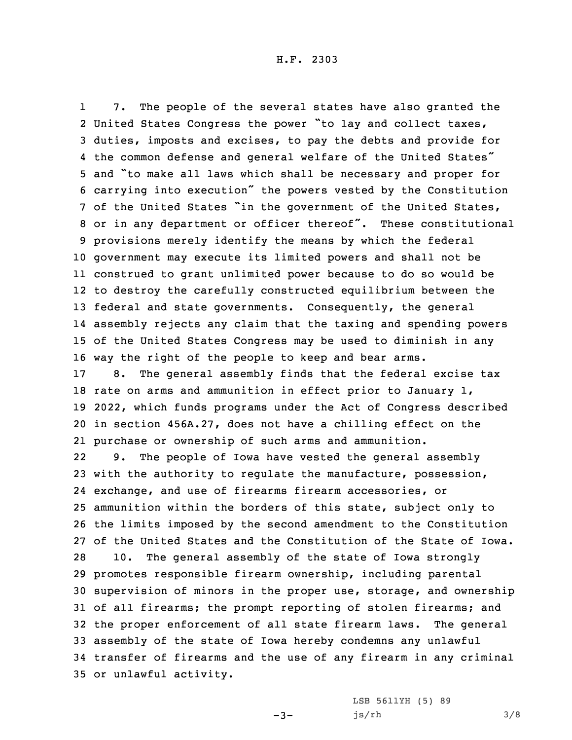7. The people of the several states have also granted the United States Congress the power "to lay and collect taxes, duties, imposts and excises, to pay the debts and provide for the common defense and general welfare of the United States" and "to make all laws which shall be necessary and proper for carrying into execution" the powers vested by the Constitution of the United States "in the government of the United States, or in any department or officer thereof". These constitutional provisions merely identify the means by which the federal government may execute its limited powers and shall not be construed to grant unlimited power because to do so would be to destroy the carefully constructed equilibrium between the federal and state governments. Consequently, the general assembly rejects any claim that the taxing and spending powers of the United States Congress may be used to diminish in any way the right of the people to keep and bear arms.

8. The general assembly finds that the federal excise tax rate on arms and ammunition in effect prior to January 1, 2022, which funds programs under the Act of Congress described in section 456A.27, does not have a chilling effect on the purchase or ownership of such arms and ammunition.

9. The people of Iowa have vested the general assembly with the authority to regulate the manufacture, possession, exchange, and use of firearms firearm accessories, or ammunition within the borders of this state, subject only to the limits imposed by the second amendment to the Constitution of the United States and the Constitution of the State of Iowa.

10. The general assembly of the state of Iowa strongly promotes responsible firearm ownership, including parental supervision of minors in the proper use, storage, and ownership of all firearms; the prompt reporting of stolen firearms; and the proper enforcement of all state firearm laws. The general assembly of the state of Iowa hereby condemns any unlawful transfer of firearms and the use of any firearm in any criminal or unlawful activity.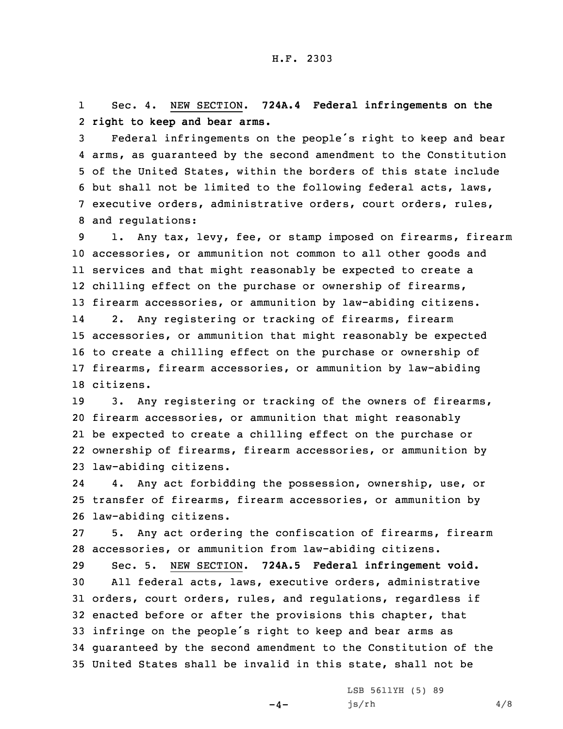Sec. 4. NEW SECTION. **724A.4 Federal infringements on the right to keep and bear arms.**

Federal infringements on the people's right to keep and bear arms, as guaranteed by the second amendment to the Constitution of the United States, within the borders of this state include but shall not be limited to the following federal acts, laws, executive orders, administrative orders, court orders, rules, and regulations:

1. Any tax, levy, fee, or stamp imposed on firearms, firearm accessories, or ammunition not common to all other goods and services and that might reasonably be expected to create a chilling effect on the purchase or ownership of firearms, firearm accessories, or ammunition by law-abiding citizens.

2. Any registering or tracking of firearms, firearm accessories, or ammunition that might reasonably be expected to create a chilling effect on the purchase or ownership of firearms, firearm accessories, or ammunition by law-abiding citizens.

3. Any registering or tracking of the owners of firearms, firearm accessories, or ammunition that might reasonably be expected to create a chilling effect on the purchase or ownership of firearms, firearm accessories, or ammunition by law-abiding citizens.

4. Any act forbidding the possession, ownership, use, or transfer of firearms, firearm accessories, or ammunition by law-abiding citizens.

5. Any act ordering the confiscation of firearms, firearm accessories, or ammunition from law-abiding citizens.

Sec. 5. NEW SECTION. **724A.5 Federal infringement void.**

All federal acts, laws, executive orders, administrative orders, court orders, rules, and regulations, regardless if enacted before or after the provisions this chapter, that infringe on the people's right to keep and bear arms as guaranteed by the second amendment to the Constitution of the United States shall be invalid in this state, shall not be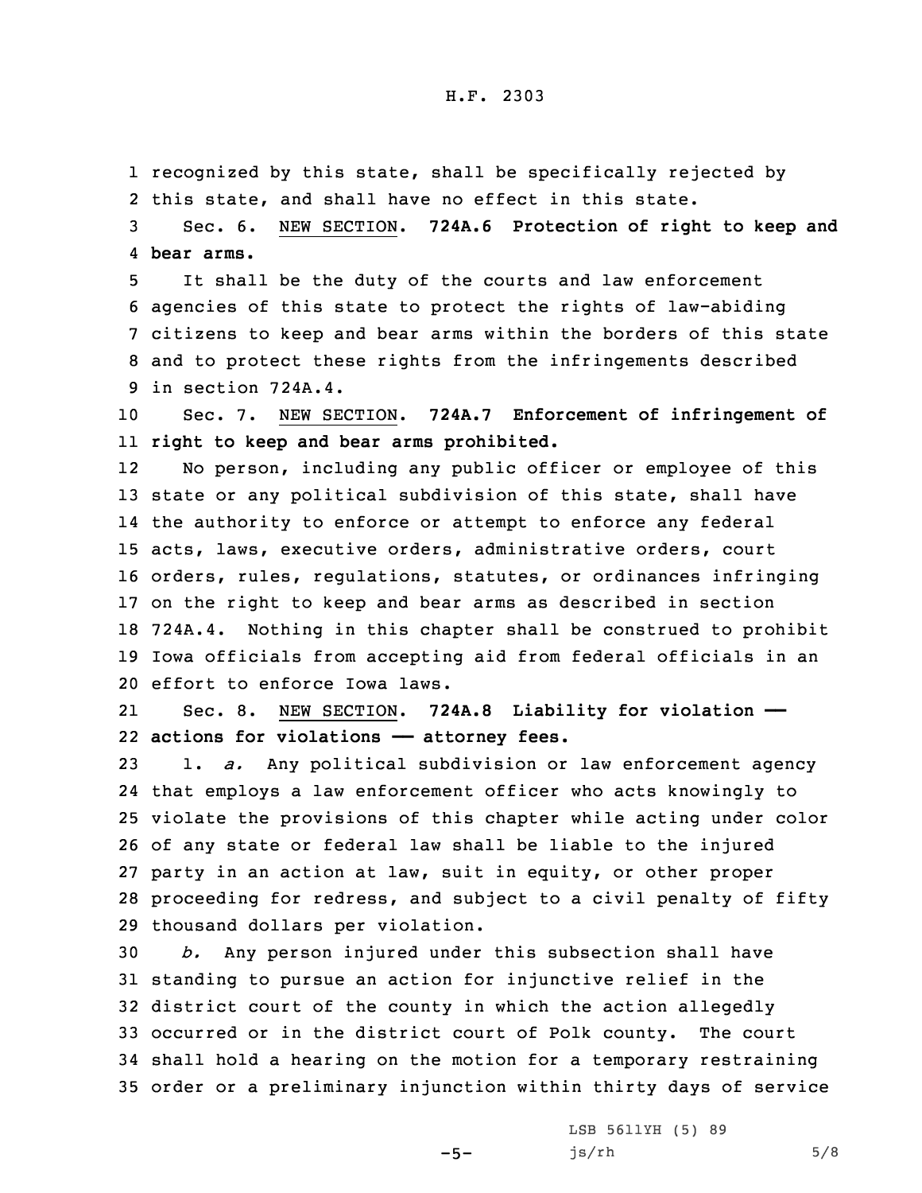recognized by this state, shall be specifically rejected by this state, and shall have no effect in this state.

Sec. 6. NEW SECTION. **724A.6 Protection of right to keep and bear arms.**

It shall be the duty of the courts and law enforcement agencies of this state to protect the rights of law-abiding citizens to keep and bear arms within the borders of this state and to protect these rights from the infringements described in section 724A.4.

Sec. 7. NEW SECTION. **724A.7 Enforcement of infringement of right to keep and bear arms prohibited.**

No person, including any public officer or employee of this state or any political subdivision of this state, shall have the authority to enforce or attempt to enforce any federal acts, laws, executive orders, administrative orders, court orders, rules, regulations, statutes, or ordinances infringing on the right to keep and bear arms as described in section 724A.4. Nothing in this chapter shall be construed to prohibit Iowa officials from accepting aid from federal officials in an effort to enforce Iowa laws.

Sec. 8. NEW SECTION. **724A.8 Liability for violation — actions for violations — attorney fees.**

1. *a.* Any political subdivision or law enforcement agency that employs a law enforcement officer who acts knowingly to violate the provisions of this chapter while acting under color of any state or federal law shall be liable to the injured party in an action at law, suit in equity, or other proper proceeding for redress, and subject to a civil penalty of fifty thousand dollars per violation.

*b.* Any person injured under this subsection shall have standing to pursue an action for injunctive relief in the district court of the county in which the action allegedly occurred or in the district court of Polk county. The court shall hold a hearing on the motion for a temporary restraining order or a preliminary injunction within thirty days of service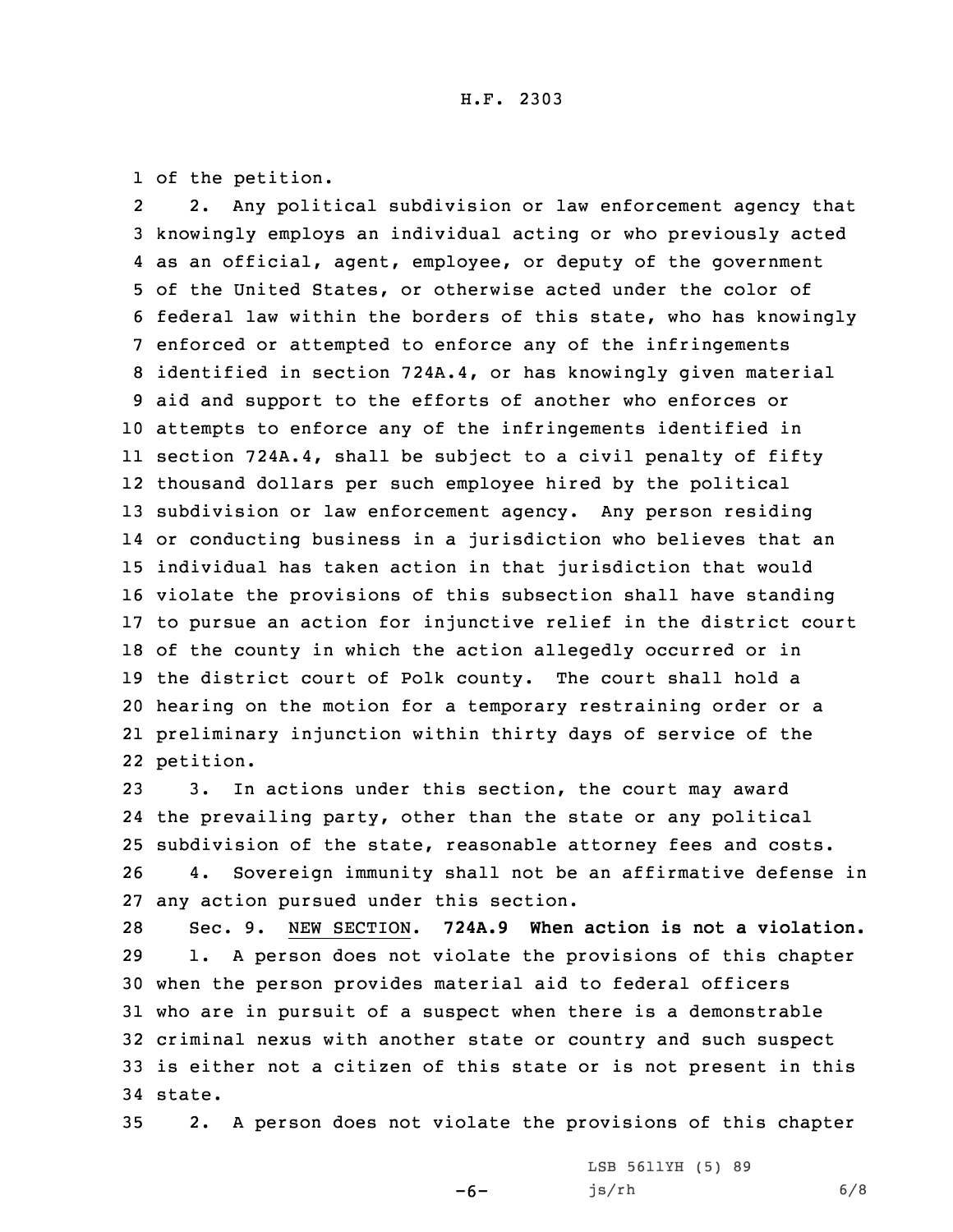of the petition.

2. Any political subdivision or law enforcement agency that knowingly employs an individual acting or who previously acted as an official, agent, employee, or deputy of the government of the United States, or otherwise acted under the color of federal law within the borders of this state, who has knowingly enforced or attempted to enforce any of the infringements identified in section 724A.4, or has knowingly given material aid and support to the efforts of another who enforces or attempts to enforce any of the infringements identified in section 724A.4, shall be subject to a civil penalty of fifty thousand dollars per such employee hired by the political subdivision or law enforcement agency. Any person residing or conducting business in a jurisdiction who believes that an individual has taken action in that jurisdiction that would violate the provisions of this subsection shall have standing to pursue an action for injunctive relief in the district court of the county in which the action allegedly occurred or in the district court of Polk county. The court shall hold a hearing on the motion for a temporary restraining order or a preliminary injunction within thirty days of service of the petition.

3. In actions under this section, the court may award the prevailing party, other than the state or any political subdivision of the state, reasonable attorney fees and costs.

4. Sovereign immunity shall not be an affirmative defense in any action pursued under this section.

Sec. 9. NEW SECTION. **724A.9 When action is not a violation.**

1. A person does not violate the provisions of this chapter when the person provides material aid to federal officers who are in pursuit of a suspect when there is a demonstrable criminal nexus with another state or country and such suspect is either not a citizen of this state or is not present in this state.

2. A person does not violate the provisions of this chapter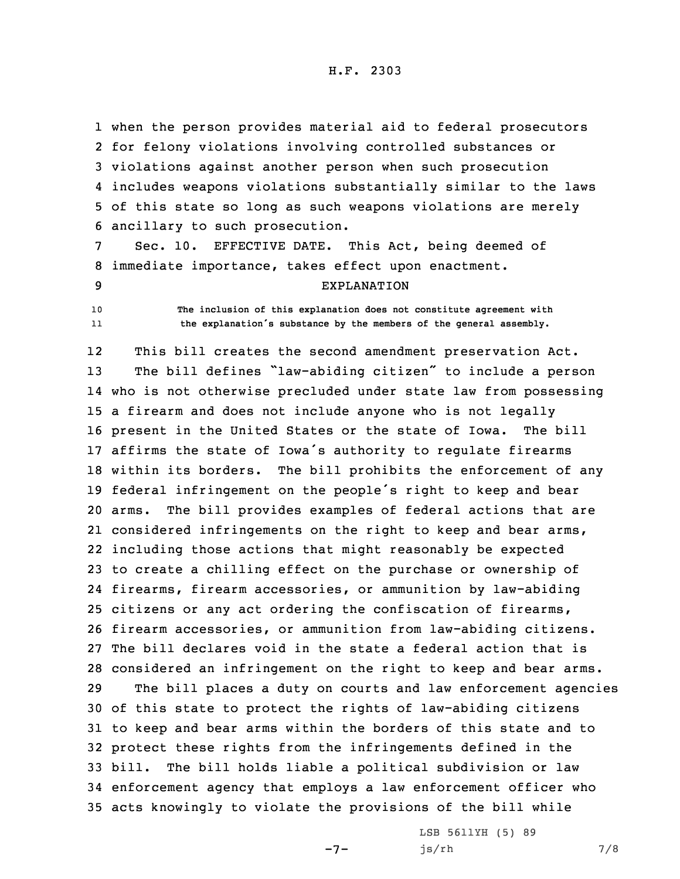when the person provides material aid to federal prosecutors for felony violations involving controlled substances or violations against another person when such prosecution includes weapons violations substantially similar to the laws of this state so long as such weapons violations are merely ancillary to such prosecution.

Sec. 10. EFFECTIVE DATE. This Act, being deemed of immediate importance, takes effect upon enactment.

EXPLANATION

The inclusion of this explanation does not constitute agreement with the explanation's substance by the members of the general assembly.

This bill creates the second amendment preservation Act.

The bill defines "law-abiding citizen" to include a person who is not otherwise precluded under state law from possessing a firearm and does not include anyone who is not legally present in the United States or the state of Iowa. The bill affirms the state of Iowa's authority to regulate firearms within its borders. The bill prohibits the enforcement of any federal infringement on the people's right to keep and bear arms. The bill provides examples of federal actions that are considered infringements on the right to keep and bear arms, including those actions that might reasonably be expected to create a chilling effect on the purchase or ownership of firearms, firearm accessories, or ammunition by law-abiding citizens or any act ordering the confiscation of firearms, firearm accessories, or ammunition from law-abiding citizens. The bill declares void in the state a federal action that is considered an infringement on the right to keep and bear arms.

The bill places a duty on courts and law enforcement agencies of this state to protect the rights of law-abiding citizens to keep and bear arms within the borders of this state and to protect these rights from the infringements defined in the bill. The bill holds liable a political subdivision or law enforcement agency that employs a law enforcement officer who acts knowingly to violate the provisions of the bill while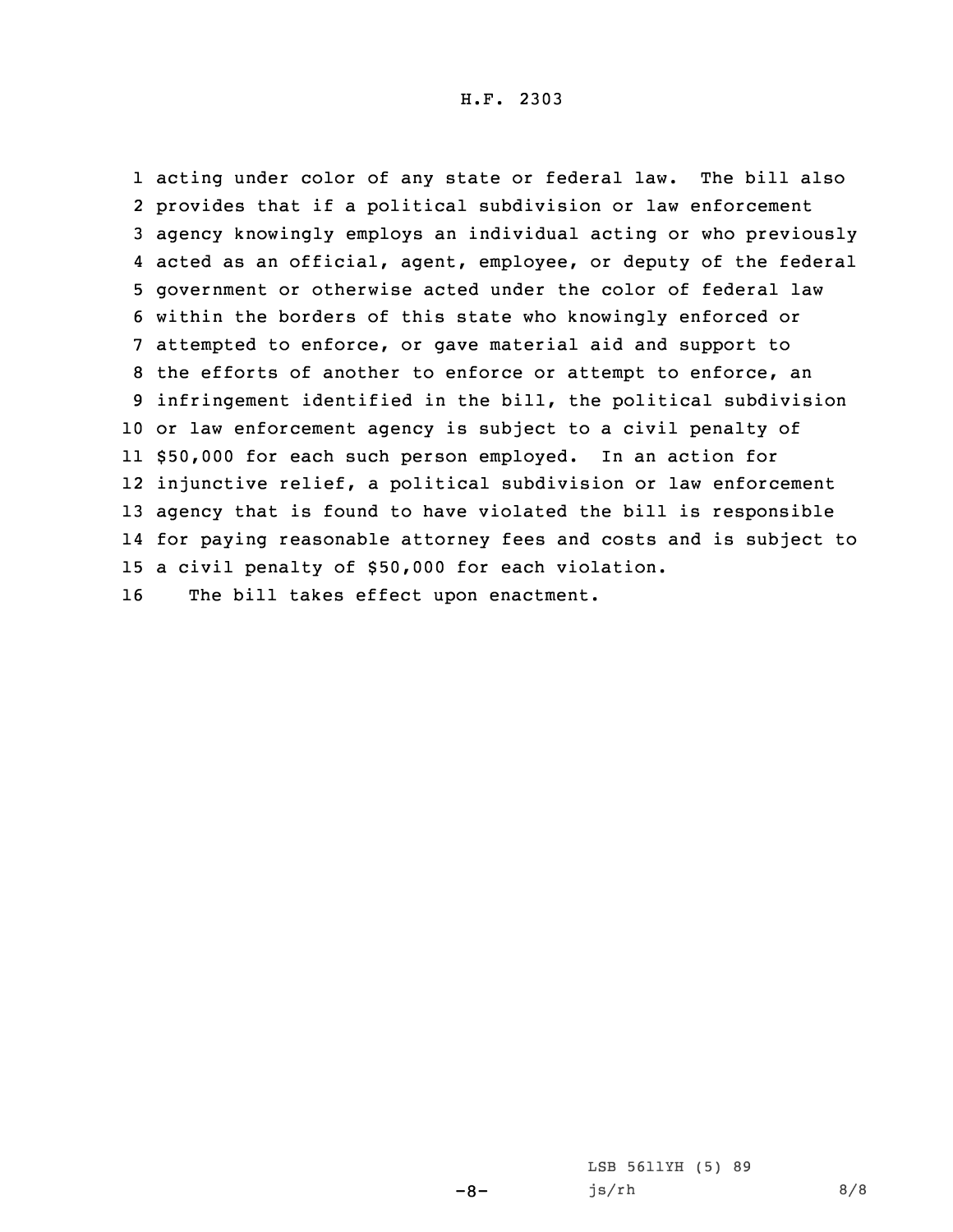acting under color of any state or federal law. The bill also provides that if a political subdivision or law enforcement agency knowingly employs an individual acting or who previously acted as an official, agent, employee, or deputy of the federal government or otherwise acted under the color of federal law within the borders of this state who knowingly enforced or attempted to enforce, or gave material aid and support to the efforts of another to enforce or attempt to enforce, an infringement identified in the bill, the political subdivision or law enforcement agency is subject to a civil penalty of $50,000 for each such person employed. In an action for injunctive relief, a political subdivision or law enforcement agency that is found to have violated the bill is responsible for paying reasonable attorney fees and costs and is subject to a civil penalty of $50,000 for each violation.

The bill takes effect upon enactment.